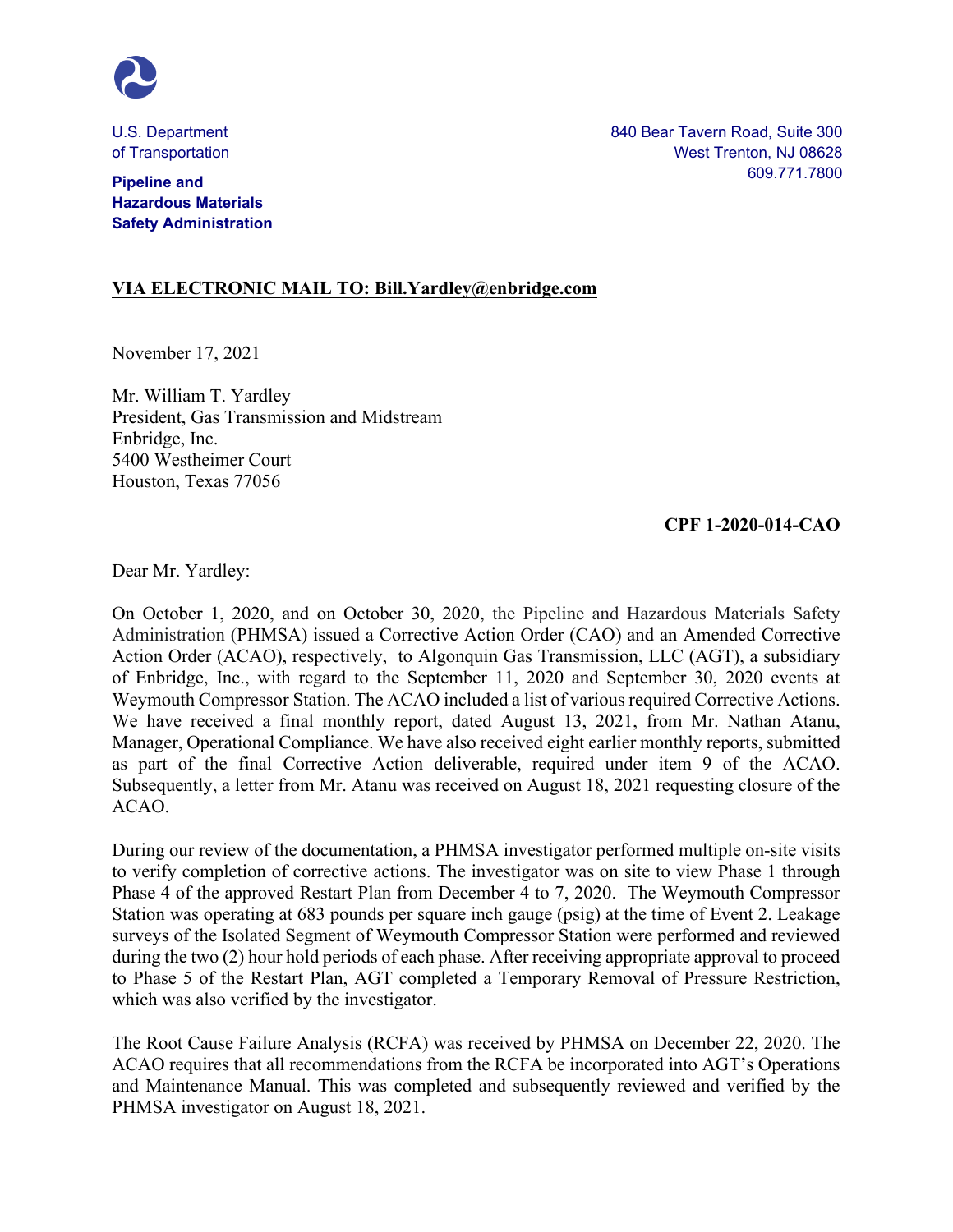U.S. Department of Transportation

**Pipeline and Hazardous Materials Safety Administration**

840 Bear Tavern Road, Suite 300
West Trenton, NJ 08628
609.771.7800

**VIA ELECTRONIC MAIL TO: Bill.Yardley@enbridge.com**

November 17, 2021

Mr. William T. Yardley
President, Gas Transmission and Midstream
Enbridge, Inc.
5400 Westheimer Court
Houston, Texas 77056

**CPF 1-2020-014-CAO**

Dear Mr. Yardley:

On October 1, 2020, and on October 30, 2020, the Pipeline and Hazardous Materials Safety Administration (PHMSA) issued a Corrective Action Order (CAO) and an Amended Corrective Action Order (ACAO), respectively, to Algonquin Gas Transmission, LLC (AGT), a subsidiary of Enbridge, Inc., with regard to the September 11, 2020 and September 30, 2020 events at Weymouth Compressor Station. The ACAO included a list of various required Corrective Actions. We have received a final monthly report, dated August 13, 2021, from Mr. Nathan Atanu, Manager, Operational Compliance. We have also received eight earlier monthly reports, submitted as part of the final Corrective Action deliverable, required under item 9 of the ACAO. Subsequently, a letter from Mr. Atanu was received on August 18, 2021 requesting closure of the ACAO.

During our review of the documentation, a PHMSA investigator performed multiple on-site visits to verify completion of corrective actions. The investigator was on site to view Phase 1 through Phase 4 of the approved Restart Plan from December 4 to 7, 2020. The Weymouth Compressor Station was operating at 683 pounds per square inch gauge (psig) at the time of Event 2. Leakage surveys of the Isolated Segment of Weymouth Compressor Station were performed and reviewed during the two (2) hour hold periods of each phase. After receiving appropriate approval to proceed to Phase 5 of the Restart Plan, AGT completed a Temporary Removal of Pressure Restriction, which was also verified by the investigator.

The Root Cause Failure Analysis (RCFA) was received by PHMSA on December 22, 2020. The ACAO requires that all recommendations from the RCFA be incorporated into AGT's Operations and Maintenance Manual. This was completed and subsequently reviewed and verified by the PHMSA investigator on August 18, 2021.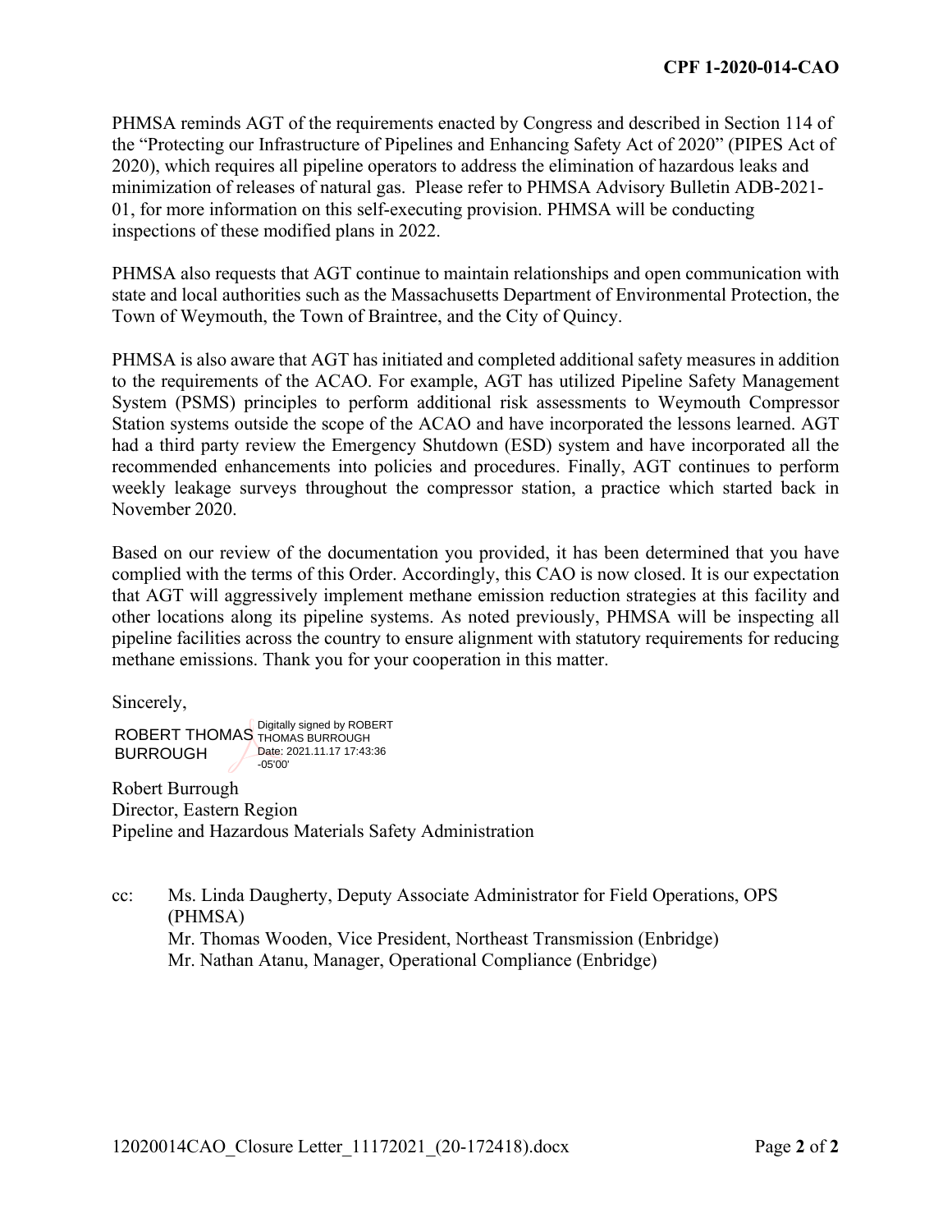PHMSA reminds AGT of the requirements enacted by Congress and described in Section 114 of the "Protecting our Infrastructure of Pipelines and Enhancing Safety Act of 2020" (PIPES Act of 2020), which requires all pipeline operators to address the elimination of hazardous leaks and minimization of releases of natural gas. Please refer to PHMSA Advisory Bulletin ADB-2021-01, for more information on this self-executing provision. PHMSA will be conducting inspections of these modified plans in 2022.

PHMSA also requests that AGT continue to maintain relationships and open communication with state and local authorities such as the Massachusetts Department of Environmental Protection, the Town of Weymouth, the Town of Braintree, and the City of Quincy.

PHMSA is also aware that AGT has initiated and completed additional safety measures in addition to the requirements of the ACAO. For example, AGT has utilized Pipeline Safety Management System (PSMS) principles to perform additional risk assessments to Weymouth Compressor Station systems outside the scope of the ACAO and have incorporated the lessons learned. AGT had a third party review the Emergency Shutdown (ESD) system and have incorporated all the recommended enhancements into policies and procedures. Finally, AGT continues to perform weekly leakage surveys throughout the compressor station, a practice which started back in November 2020.

Based on our review of the documentation you provided, it has been determined that you have complied with the terms of this Order. Accordingly, this CAO is now closed. It is our expectation that AGT will aggressively implement methane emission reduction strategies at this facility and other locations along its pipeline systems. As noted previously, PHMSA will be inspecting all pipeline facilities across the country to ensure alignment with statutory requirements for reducing methane emissions. Thank you for your cooperation in this matter.

Sincerely,

ROBERT THOMAS BURROUGH
Digitally signed by ROBERT THOMAS BURROUGH
Date: 2021.11.17 17:43:36 -05'00'

Robert Burrough
Director, Eastern Region
Pipeline and Hazardous Materials Safety Administration

cc: Ms. Linda Daugherty, Deputy Associate Administrator for Field Operations, OPS (PHMSA)
Mr. Thomas Wooden, Vice President, Northeast Transmission (Enbridge)
Mr. Nathan Atanu, Manager, Operational Compliance (Enbridge)